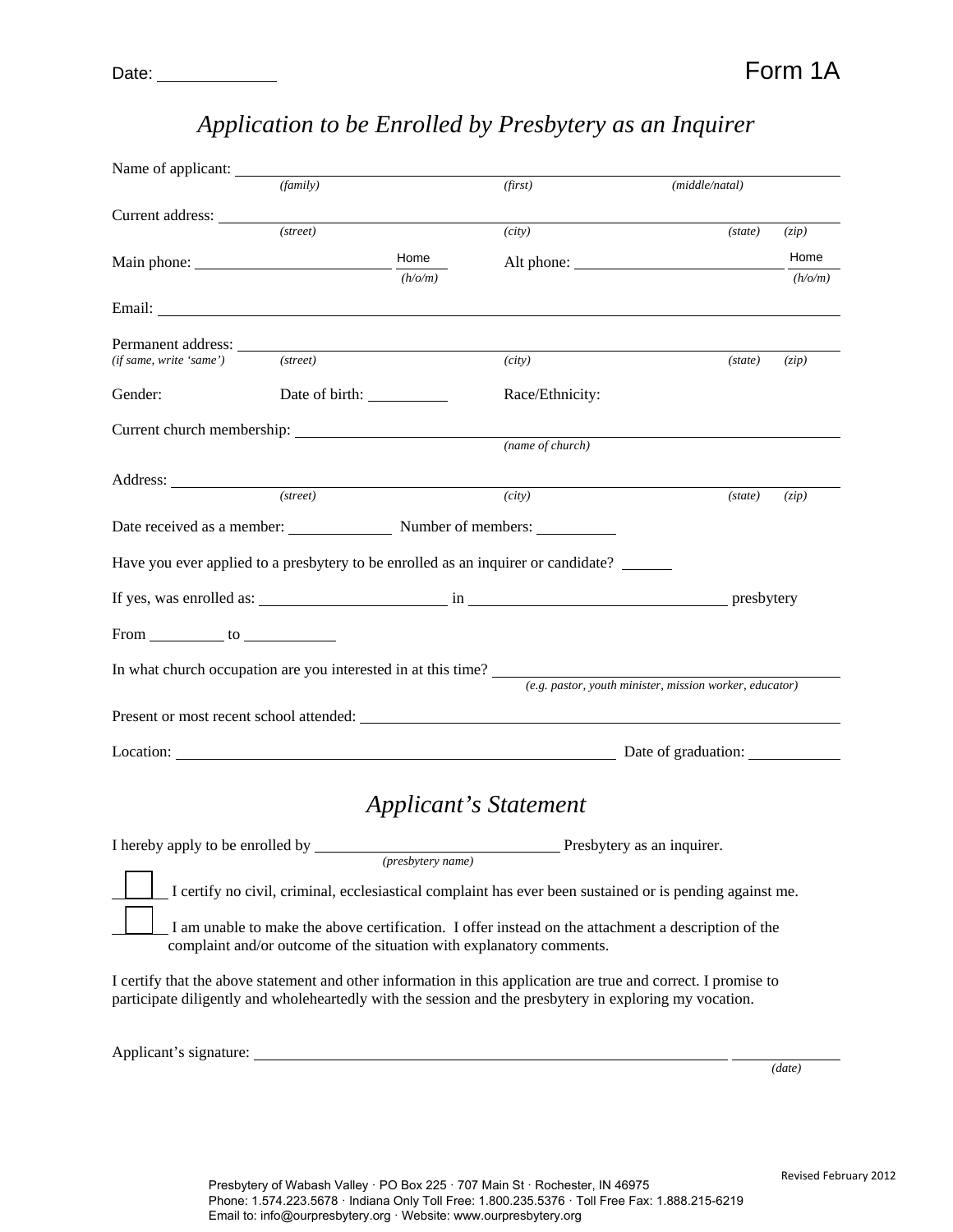Date: \_\_\_\_\_\_\_\_\_\_\_\_ **Form 1A**

# *Application to be Enrolled by Presbytery as an Inquirer*

Name of applicant: \_\_\_\_\_\_\_\_\_\_\_\_\_\_\_\_\_\_\_\_\_\_\_\_\_\_\_\_\_\_\_\_\_\_\_\_\_\_\_\_\_\_\_\_\_\_
*(family)* *(first)* *(middle/natal)*

Current address: \_\_\_\_\_\_\_\_\_\_\_\_\_\_\_\_\_\_\_\_\_\_\_\_\_\_\_\_\_\_\_\_\_\_\_\_\_\_\_\_\_\_\_\_\_\_
*(street)* *(city)* *(state)* *(zip)*

Main phone: \_\_\_\_\_\_\_\_\_\_\_\_\_\_\_\_ Home *(h/o/m)* Alt phone: \_\_\_\_\_\_\_\_\_\_\_\_\_\_\_\_ Home *(h/o/m)*

Email: \_\_\_\_\_\_\_\_\_\_\_\_\_\_\_\_\_\_\_\_\_\_\_\_\_\_\_\_\_\_\_\_\_\_\_\_\_\_\_\_\_\_\_\_\_\_

Permanent address: \_\_\_\_\_\_\_\_\_\_\_\_\_\_\_\_\_\_\_\_\_\_\_\_\_\_\_\_\_\_\_\_\_\_\_\_\_\_\_\_\_\_\_\_\_\_
*(if same, write 'same')* *(street)* *(city)* *(state)* *(zip)*

Gender: Date of birth: \_\_\_\_\_\_\_\_\_\_ Race/Ethnicity:

Current church membership: \_\_\_\_\_\_\_\_\_\_\_\_\_\_\_\_\_\_\_\_\_\_\_\_\_\_\_\_\_\_\_\_\_\_\_\_
*(name of church)*

Address: \_\_\_\_\_\_\_\_\_\_\_\_\_\_\_\_\_\_\_\_\_\_\_\_\_\_\_\_\_\_\_\_\_\_\_\_\_\_\_\_\_\_\_\_\_\_
*(street)* *(city)* *(state)* *(zip)*

Date received as a member: \_\_\_\_\_\_\_\_\_\_\_\_ Number of members: \_\_\_\_\_\_\_\_\_\_

Have you ever applied to a presbytery to be enrolled as an inquirer or candidate? \_\_\_\_\_\_

If yes, was enrolled as: \_\_\_\_\_\_\_\_\_\_\_\_\_\_\_\_\_\_\_\_ in \_\_\_\_\_\_\_\_\_\_\_\_\_\_\_\_\_\_\_\_\_\_\_\_\_\_\_\_ presbytery

From \_\_\_\_\_\_\_\_\_ to \_\_\_\_\_\_\_\_\_\_\_

In what church occupation are you interested in at this time? \_\_\_\_\_\_\_\_\_\_\_\_\_\_\_\_\_\_\_\_\_\_\_\_\_\_\_\_
*(e.g. pastor, youth minister, mission worker, educator)*

Present or most recent school attended: \_\_\_\_\_\_\_\_\_\_\_\_\_\_\_\_\_\_\_\_\_\_\_\_\_\_\_\_\_\_\_\_\_\_\_\_

Location: \_\_\_\_\_\_\_\_\_\_\_\_\_\_\_\_\_\_\_\_\_\_\_\_\_\_\_\_\_\_\_\_\_\_\_\_\_\_\_\_\_\_ Date of graduation: \_\_\_\_\_\_\_\_\_\_\_

## *Applicant's Statement*

I hereby apply to be enrolled by \_\_\_\_\_\_\_\_\_\_\_\_\_\_\_\_\_\_\_\_\_\_\_\_\_\_\_\_ Presbytery as an inquirer.
*(presbytery name)*

☐ I certify no civil, criminal, ecclesiastical complaint has ever been sustained or is pending against me.

☐ I am unable to make the above certification. I offer instead on the attachment a description of the complaint and/or outcome of the situation with explanatory comments.

I certify that the above statement and other information in this application are true and correct. I promise to participate diligently and wholeheartedly with the session and the presbytery in exploring my vocation.

Applicant's signature: \_\_\_\_\_\_\_\_\_\_\_\_\_\_\_\_\_\_\_\_\_\_\_\_\_\_\_\_\_\_\_\_\_\_\_\_\_\_\_\_\_\_\_\_\_\_ \_\_\_\_\_\_\_\_\_\_\_\_
*(date)*

Revised February 2012

Presbytery of Wabash Valley · PO Box 225 · 707 Main St · Rochester, IN 46975
Phone: 1.574.223.5678 · Indiana Only Toll Free: 1.800.235.5376 · Toll Free Fax: 1.888.215-6219
Email to: info@ourpresbytery.org · Website: www.ourpresbytery.org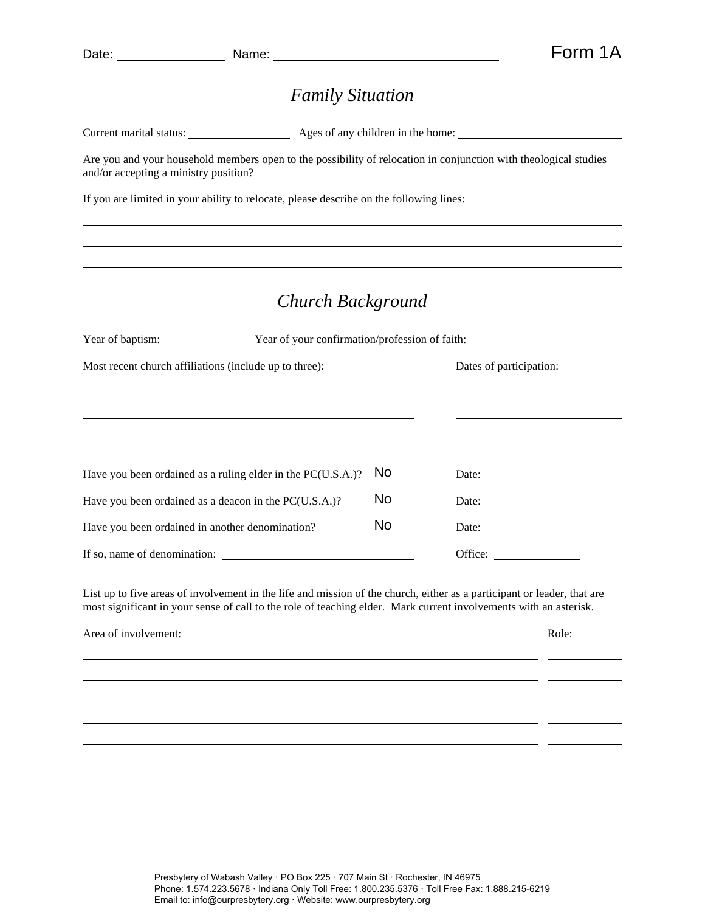Date: \_\_\_\_\_\_\_\_\_\_\_\_\_\_ Name: \_\_\_\_\_\_\_\_\_\_\_\_\_\_\_\_\_\_\_\_\_\_\_\_\_\_\_\_\_\_ **Form 1A**

## *Family Situation*

Current marital status: \_\_\_\_\_\_\_\_\_\_\_\_\_\_ Ages of any children in the home: \_\_\_\_\_\_\_\_\_\_\_\_\_\_\_\_\_\_\_\_\_\_\_\_

Are you and your household members open to the possibility of relocation in conjunction with theological studies and/or accepting a ministry position?

If you are limited in your ability to relocate, please describe on the following lines:

\_\_\_\_\_\_\_\_\_\_\_\_\_\_\_\_\_\_\_\_\_\_\_\_\_\_\_\_\_\_\_\_\_\_\_\_\_\_\_\_\_\_\_\_\_\_\_\_\_\_\_\_\_\_\_\_\_\_\_\_\_\_\_\_\_\_\_\_\_\_

\_\_\_\_\_\_\_\_\_\_\_\_\_\_\_\_\_\_\_\_\_\_\_\_\_\_\_\_\_\_\_\_\_\_\_\_\_\_\_\_\_\_\_\_\_\_\_\_\_\_\_\_\_\_\_\_\_\_\_\_\_\_\_\_\_\_\_\_\_\_

\_\_\_\_\_\_\_\_\_\_\_\_\_\_\_\_\_\_\_\_\_\_\_\_\_\_\_\_\_\_\_\_\_\_\_\_\_\_\_\_\_\_\_\_\_\_\_\_\_\_\_\_\_\_\_\_\_\_\_\_\_\_\_\_\_\_\_\_\_\_

## *Church Background*

Year of baptism: \_\_\_\_\_\_\_\_\_\_\_\_ Year of your confirmation/profession of faith: \_\_\_\_\_\_\_\_\_\_\_\_\_\_\_\_

| Most recent church affiliations (include up to three): | Dates of participation: |
|---|---|
| | |
| | |
| | |

Have you been ordained as a ruling elder in the PC(U.S.A.)? No Date: \_\_\_\_\_\_\_\_\_\_

Have you been ordained as a deacon in the PC(U.S.A.)? No Date: \_\_\_\_\_\_\_\_\_\_

Have you been ordained in another denomination? No Date: \_\_\_\_\_\_\_\_\_\_

If so, name of denomination: \_\_\_\_\_\_\_\_\_\_\_\_\_\_\_\_\_\_\_\_\_\_\_\_\_\_ Office: \_\_\_\_\_\_\_\_\_\_

List up to five areas of involvement in the life and mission of the church, either as a participant or leader, that are most significant in your sense of call to the role of teaching elder. Mark current involvements with an asterisk.

| Area of involvement: | Role: |
|---|---|
| | |
| | |
| | |
| | |
| | |

Presbytery of Wabash Valley · PO Box 225 · 707 Main St · Rochester, IN 46975
Phone: 1.574.223.5678 · Indiana Only Toll Free: 1.800.235.5376 · Toll Free Fax: 1.888.215-6219
Email to: info@ourpresbytery.org · Website: www.ourpresbytery.org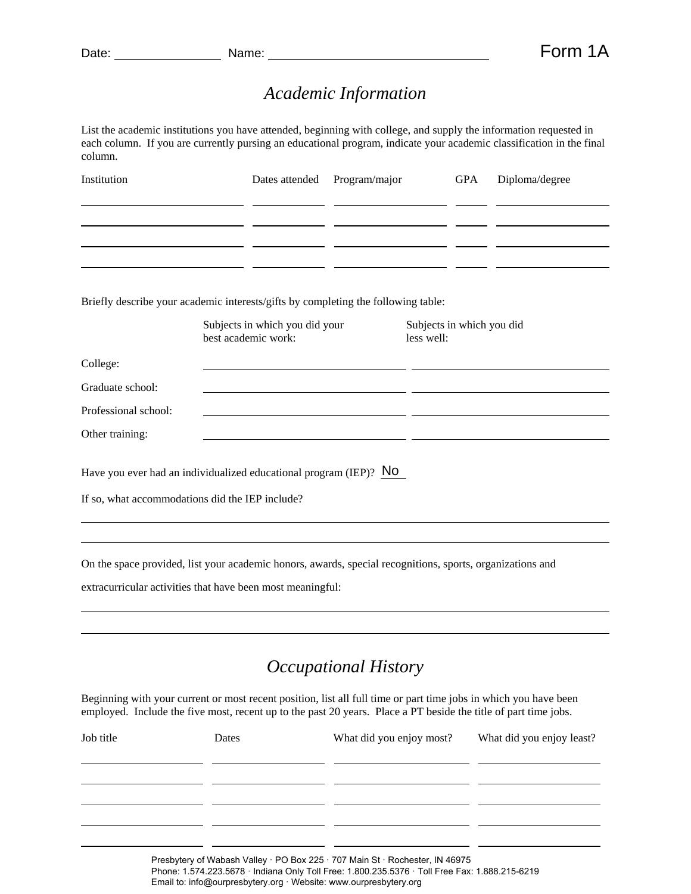Date: ______________ Name: ______________________________ **Form 1A**

## *Academic Information*

List the academic institutions you have attended, beginning with college, and supply the information requested in each column. If you are currently pursing an educational program, indicate your academic classification in the final column.

| Institution | Dates attended | Program/major | GPA | Diploma/degree |
|---|---|---|---|---|
| | | | | |
| | | | | |
| | | | | |
| | | | | |

Briefly describe your academic interests/gifts by completing the following table:

| | Subjects in which you did your best academic work: | Subjects in which you did less well: |
|---|---|---|
| College: | | |
| Graduate school: | | |
| Professional school: | | |
| Other training: | | |

Have you ever had an individualized educational program (IEP)? No

If so, what accommodations did the IEP include?

______________________________________________________________________

______________________________________________________________________

On the space provided, list your academic honors, awards, special recognitions, sports, organizations and extracurricular activities that have been most meaningful:

______________________________________________________________________

______________________________________________________________________

## *Occupational History*

Beginning with your current or most recent position, list all full time or part time jobs in which you have been employed. Include the five most, recent up to the past 20 years. Place a PT beside the title of part time jobs.

| Job title | Dates | What did you enjoy most? | What did you enjoy least? |
|---|---|---|---|
| | | | |
| | | | |
| | | | |
| | | | |
| | | | |

Presbytery of Wabash Valley · PO Box 225 · 707 Main St · Rochester, IN 46975
Phone: 1.574.223.5678 · Indiana Only Toll Free: 1.800.235.5376 · Toll Free Fax: 1.888.215-6219
Email to: info@ourpresbytery.org · Website: www.ourpresbytery.org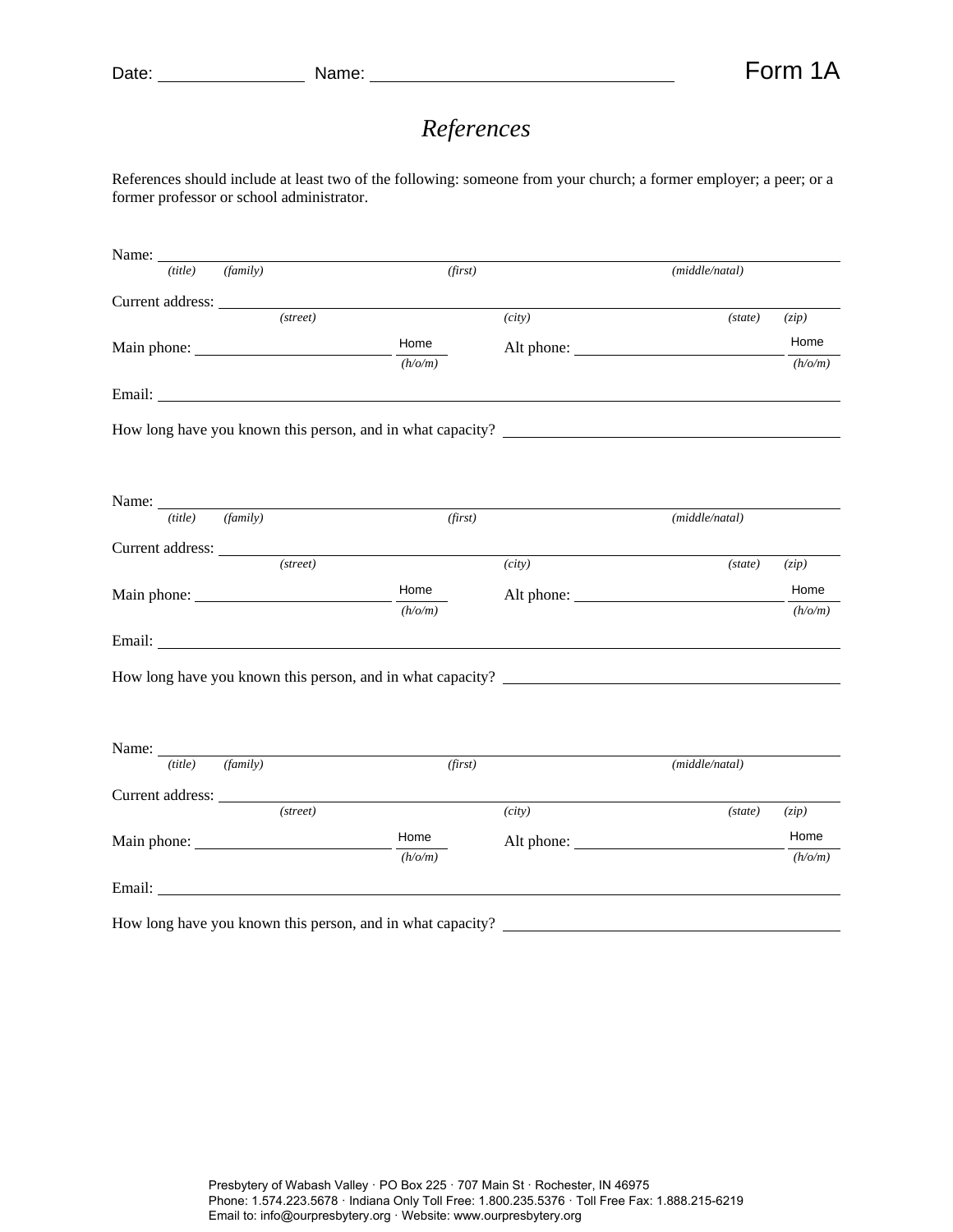Date: ________________ Name: ________________________________ **Form 1A**

# *References*

References should include at least two of the following: someone from your church; a former employer; a peer; or a former professor or school administrator.

Name: ______________________________________________________________
*(title)* *(family)* *(first)* *(middle/natal)*

Current address: ______________________________________________________
*(street)* *(city)* *(state)* *(zip)*

Main phone: ______________________ Home *(h/o/m)* Alt phone: ______________________ Home *(h/o/m)*

Email: ______________________________________________________________

How long have you known this person, and in what capacity? ______________________________

Name: ______________________________________________________________
*(title)* *(family)* *(first)* *(middle/natal)*

Current address: ______________________________________________________
*(street)* *(city)* *(state)* *(zip)*

Main phone: ______________________ Home *(h/o/m)* Alt phone: ______________________ Home *(h/o/m)*

Email: ______________________________________________________________

How long have you known this person, and in what capacity? ______________________________

Name: ______________________________________________________________
*(title)* *(family)* *(first)* *(middle/natal)*

Current address: ______________________________________________________
*(street)* *(city)* *(state)* *(zip)*

Main phone: ______________________ Home *(h/o/m)* Alt phone: ______________________ Home *(h/o/m)*

Email: ______________________________________________________________

How long have you known this person, and in what capacity? ______________________________

Presbytery of Wabash Valley · PO Box 225 · 707 Main St · Rochester, IN 46975
Phone: 1.574.223.5678 · Indiana Only Toll Free: 1.800.235.5376 · Toll Free Fax: 1.888.215-6219
Email to: info@ourpresbytery.org · Website: www.ourpresbytery.org